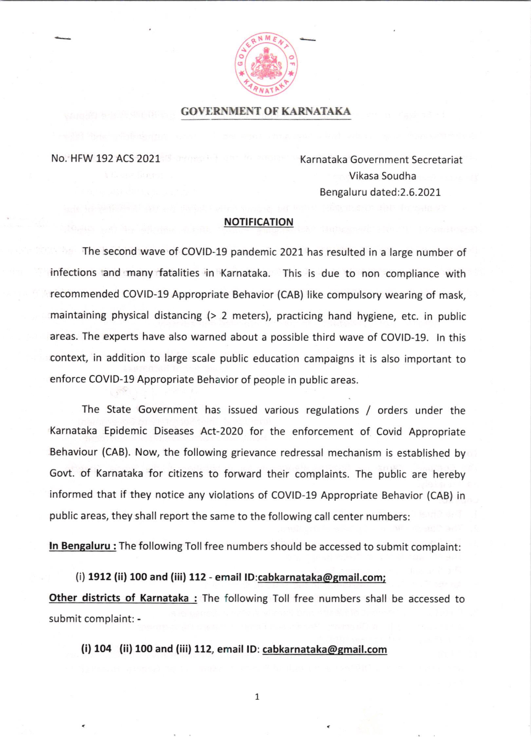## GOVERNMENT OF KARNATAKA

No. HFW 192 ACS 2021

Karnataka Government Secretariat
Vikasa Soudha
Bengaluru dated:2.6.2021

### NOTIFICATION

The second wave of COVID-19 pandemic 2021 has resulted in a large number of infections and many fatalities in Karnataka. This is due to non compliance with recommended COVID-19 Appropriate Behavior (CAB) like compulsory wearing of mask, maintaining physical distancing (> 2 meters), practicing hand hygiene, etc. in public areas. The experts have also warned about a possible third wave of COVID-19. In this context, in addition to large scale public education campaigns it is also important to enforce COVID-19 Appropriate Behavior of people in public areas.

The State Government has issued various regulations / orders under the Karnataka Epidemic Diseases Act-2020 for the enforcement of Covid Appropriate Behaviour (CAB). Now, the following grievance redressal mechanism is established by Govt. of Karnataka for citizens to forward their complaints. The public are hereby informed that if they notice any violations of COVID-19 Appropriate Behavior (CAB) in public areas, they shall report the same to the following call center numbers:

**In Bengaluru :** The following Toll free numbers should be accessed to submit complaint:

**(i) 1912 (ii) 100 and (iii) 112** - email ID:cabkarnataka@gmail.com;

**Other districts of Karnataka :** The following Toll free numbers shall be accessed to submit complaint: -

**(i) 104 (ii) 100 and (iii) 112, email ID: cabkarnataka@gmail.com**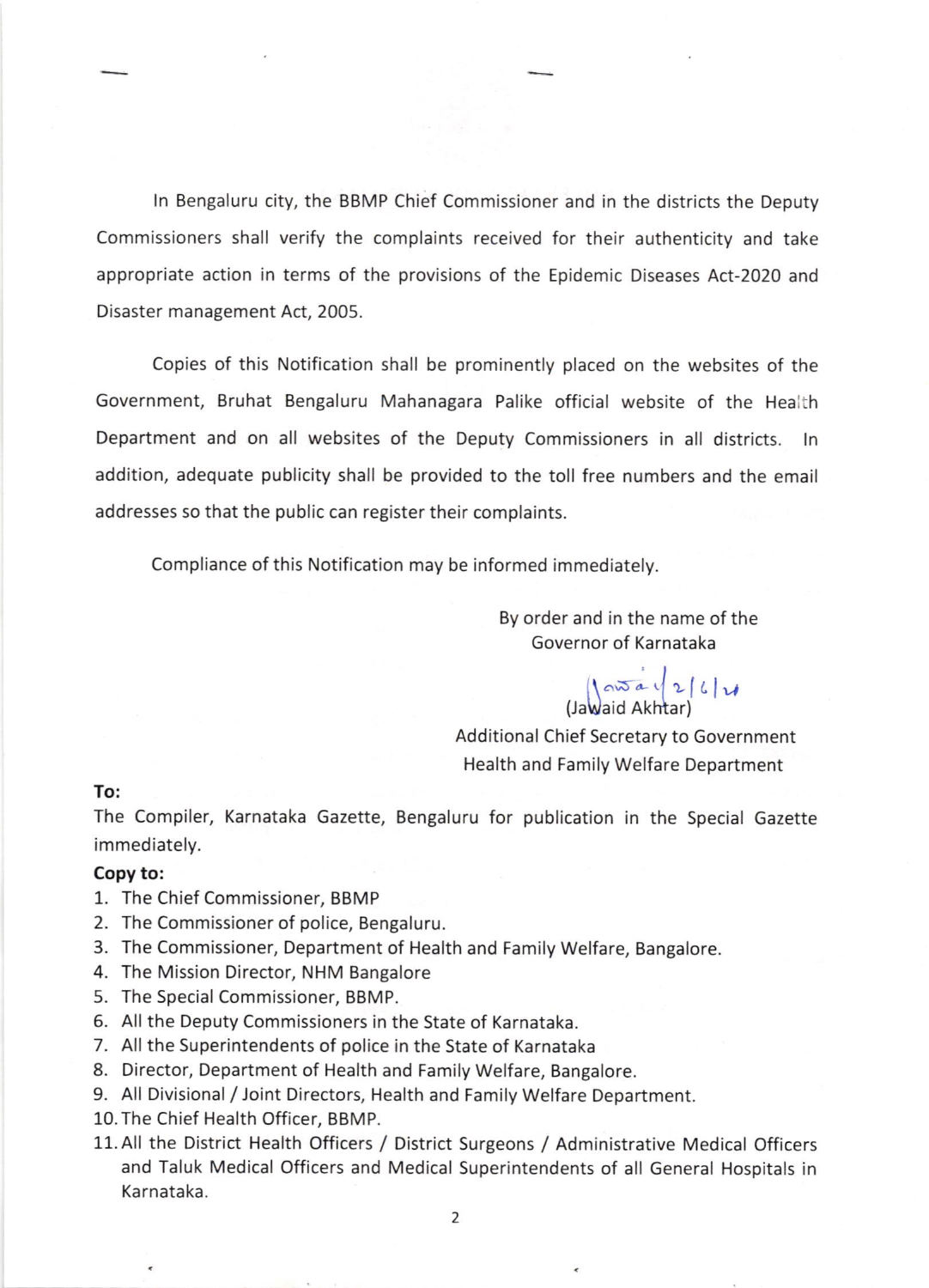In Bengaluru city, the BBMP Chief Commissioner and in the districts the Deputy Commissioners shall verify the complaints received for their authenticity and take appropriate action in terms of the provisions of the Epidemic Diseases Act-2020 and Disaster management Act, 2005.

Copies of this Notification shall be prominently placed on the websites of the Government, Bruhat Bengaluru Mahanagara Palike official website of the Health Department and on all websites of the Deputy Commissioners in all districts. In addition, adequate publicity shall be provided to the toll free numbers and the email addresses so that the public can register their complaints.

Compliance of this Notification may be informed immediately.

By order and in the name of the
Governor of Karnataka

2/6/21
(Jawaid Akhtar)
Additional Chief Secretary to Government
Health and Family Welfare Department

**To:**
The Compiler, Karnataka Gazette, Bengaluru for publication in the Special Gazette immediately.

**Copy to:**
1. The Chief Commissioner, BBMP
2. The Commissioner of police, Bengaluru.
3. The Commissioner, Department of Health and Family Welfare, Bangalore.
4. The Mission Director, NHM Bangalore
5. The Special Commissioner, BBMP.
6. All the Deputy Commissioners in the State of Karnataka.
7. All the Superintendents of police in the State of Karnataka
8. Director, Department of Health and Family Welfare, Bangalore.
9. All Divisional / Joint Directors, Health and Family Welfare Department.
10. The Chief Health Officer, BBMP.
11. All the District Health Officers / District Surgeons / Administrative Medical Officers and Taluk Medical Officers and Medical Superintendents of all General Hospitals in Karnataka.